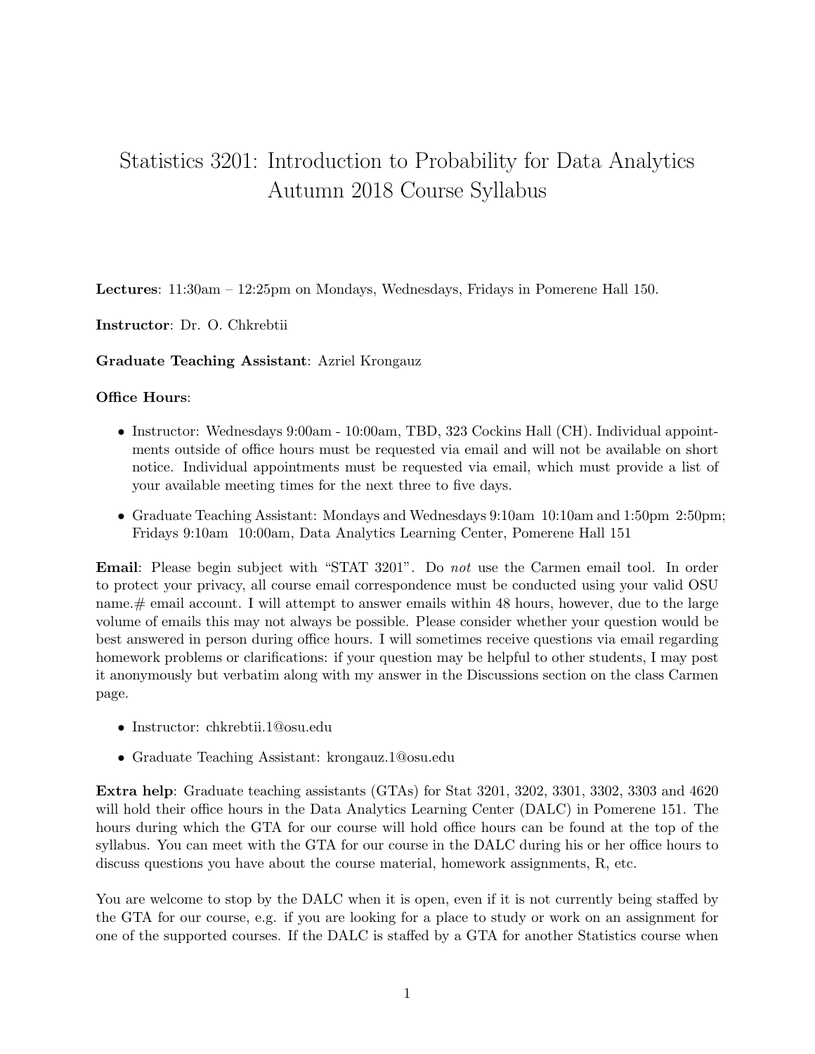# Statistics 3201: Introduction to Probability for Data Analytics Autumn 2018 Course Syllabus

**Lectures**: 11:30am – 12:25pm on Mondays, Wednesdays, Fridays in Pomerene Hall 150.

**Instructor**: Dr. O. Chkrebtii

**Graduate Teaching Assistant**: Azriel Krongauz

**Office Hours**:

- Instructor: Wednesdays 9:00am - 10:00am, TBD, 323 Cockins Hall (CH). Individual appointments outside of office hours must be requested via email and will not be available on short notice. Individual appointments must be requested via email, which must provide a list of your available meeting times for the next three to five days.
- Graduate Teaching Assistant: Mondays and Wednesdays 9:10am 10:10am and 1:50pm 2:50pm; Fridays 9:10am 10:00am, Data Analytics Learning Center, Pomerene Hall 151

**Email**: Please begin subject with "STAT 3201". Do *not* use the Carmen email tool. In order to protect your privacy, all course email correspondence must be conducted using your valid OSU name.# email account. I will attempt to answer emails within 48 hours, however, due to the large volume of emails this may not always be possible. Please consider whether your question would be best answered in person during office hours. I will sometimes receive questions via email regarding homework problems or clarifications: if your question may be helpful to other students, I may post it anonymously but verbatim along with my answer in the Discussions section on the class Carmen page.

- Instructor: chkrebtii.1@osu.edu
- Graduate Teaching Assistant: krongauz.1@osu.edu

**Extra help**: Graduate teaching assistants (GTAs) for Stat 3201, 3202, 3301, 3302, 3303 and 4620 will hold their office hours in the Data Analytics Learning Center (DALC) in Pomerene 151. The hours during which the GTA for our course will hold office hours can be found at the top of the syllabus. You can meet with the GTA for our course in the DALC during his or her office hours to discuss questions you have about the course material, homework assignments, R, etc.

You are welcome to stop by the DALC when it is open, even if it is not currently being staffed by the GTA for our course, e.g. if you are looking for a place to study or work on an assignment for one of the supported courses. If the DALC is staffed by a GTA for another Statistics course when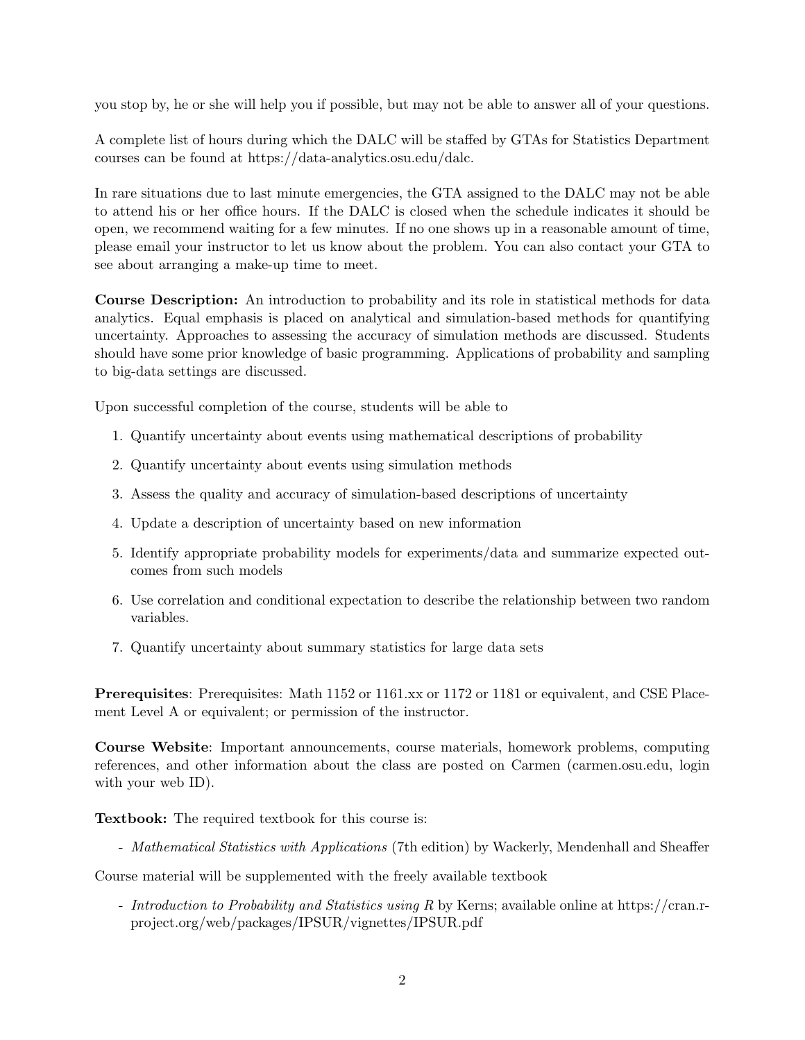you stop by, he or she will help you if possible, but may not be able to answer all of your questions.

A complete list of hours during which the DALC will be staffed by GTAs for Statistics Department courses can be found at https://data-analytics.osu.edu/dalc.

In rare situations due to last minute emergencies, the GTA assigned to the DALC may not be able to attend his or her office hours. If the DALC is closed when the schedule indicates it should be open, we recommend waiting for a few minutes. If no one shows up in a reasonable amount of time, please email your instructor to let us know about the problem. You can also contact your GTA to see about arranging a make-up time to meet.

**Course Description:** An introduction to probability and its role in statistical methods for data analytics. Equal emphasis is placed on analytical and simulation-based methods for quantifying uncertainty. Approaches to assessing the accuracy of simulation methods are discussed. Students should have some prior knowledge of basic programming. Applications of probability and sampling to big-data settings are discussed.

Upon successful completion of the course, students will be able to

1. Quantify uncertainty about events using mathematical descriptions of probability
2. Quantify uncertainty about events using simulation methods
3. Assess the quality and accuracy of simulation-based descriptions of uncertainty
4. Update a description of uncertainty based on new information
5. Identify appropriate probability models for experiments/data and summarize expected outcomes from such models
6. Use correlation and conditional expectation to describe the relationship between two random variables.
7. Quantify uncertainty about summary statistics for large data sets

**Prerequisites**: Prerequisites: Math 1152 or 1161.xx or 1172 or 1181 or equivalent, and CSE Placement Level A or equivalent; or permission of the instructor.

**Course Website**: Important announcements, course materials, homework problems, computing references, and other information about the class are posted on Carmen (carmen.osu.edu, login with your web ID).

**Textbook:** The required textbook for this course is:

- *Mathematical Statistics with Applications* (7th edition) by Wackerly, Mendenhall and Sheaffer

Course material will be supplemented with the freely available textbook

- *Introduction to Probability and Statistics using R* by Kerns; available online at https://cran.r-project.org/web/packages/IPSUR/vignettes/IPSUR.pdf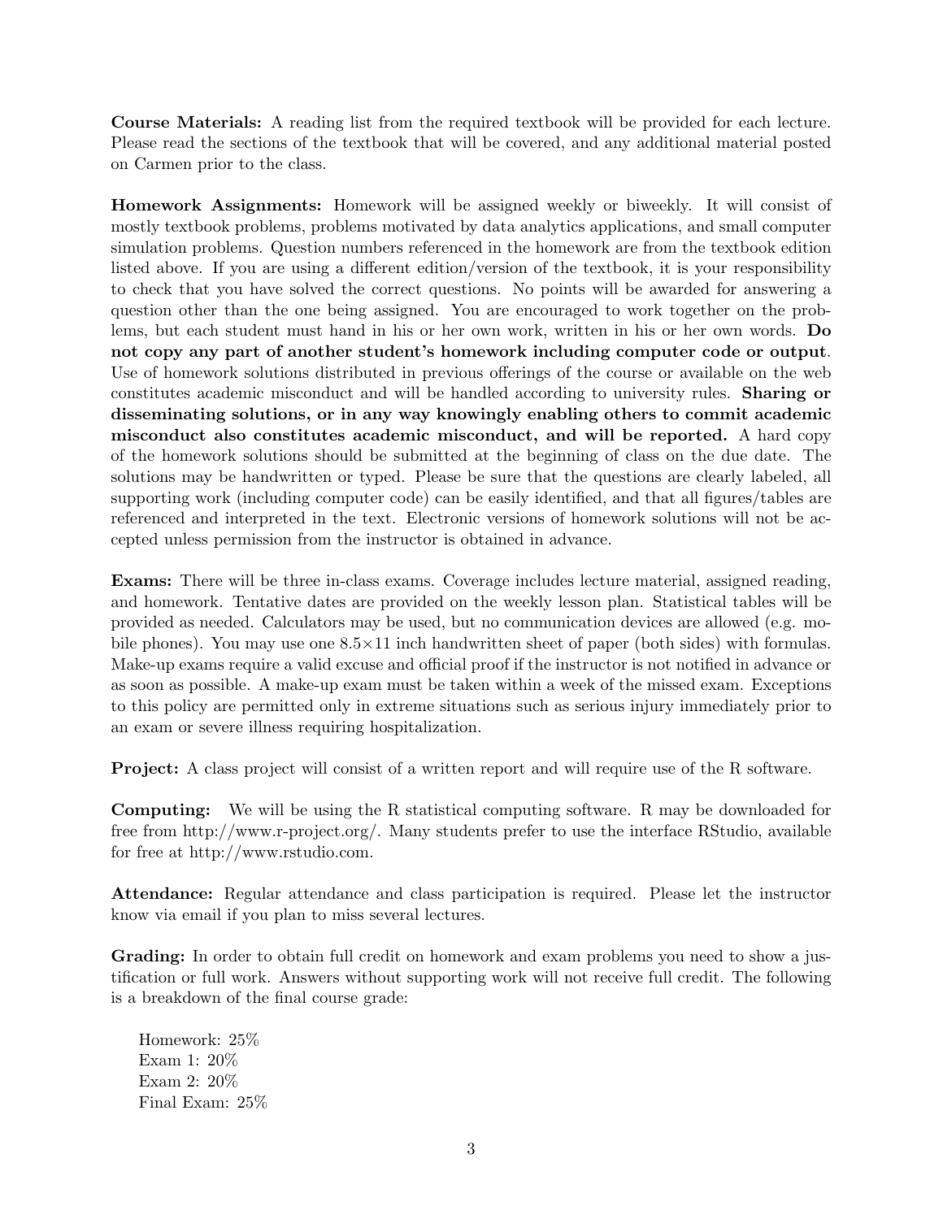**Course Materials:** A reading list from the required textbook will be provided for each lecture. Please read the sections of the textbook that will be covered, and any additional material posted on Carmen prior to the class.

**Homework Assignments:** Homework will be assigned weekly or biweekly. It will consist of mostly textbook problems, problems motivated by data analytics applications, and small computer simulation problems. Question numbers referenced in the homework are from the textbook edition listed above. If you are using a different edition/version of the textbook, it is your responsibility to check that you have solved the correct questions. No points will be awarded for answering a question other than the one being assigned. You are encouraged to work together on the problems, but each student must hand in his or her own work, written in his or her own words. **Do not copy any part of another student's homework including computer code or output**. Use of homework solutions distributed in previous offerings of the course or available on the web constitutes academic misconduct and will be handled according to university rules. **Sharing or disseminating solutions, or in any way knowingly enabling others to commit academic misconduct also constitutes academic misconduct, and will be reported.** A hard copy of the homework solutions should be submitted at the beginning of class on the due date. The solutions may be handwritten or typed. Please be sure that the questions are clearly labeled, all supporting work (including computer code) can be easily identified, and that all figures/tables are referenced and interpreted in the text. Electronic versions of homework solutions will not be accepted unless permission from the instructor is obtained in advance.

**Exams:** There will be three in-class exams. Coverage includes lecture material, assigned reading, and homework. Tentative dates are provided on the weekly lesson plan. Statistical tables will be provided as needed. Calculators may be used, but no communication devices are allowed (e.g. mobile phones). You may use one $8.5 \times 11$ inch handwritten sheet of paper (both sides) with formulas. Make-up exams require a valid excuse and official proof if the instructor is not notified in advance or as soon as possible. A make-up exam must be taken within a week of the missed exam. Exceptions to this policy are permitted only in extreme situations such as serious injury immediately prior to an exam or severe illness requiring hospitalization.

**Project:** A class project will consist of a written report and will require use of the R software.

**Computing:** We will be using the R statistical computing software. R may be downloaded for free from http://www.r-project.org/. Many students prefer to use the interface RStudio, available for free at http://www.rstudio.com.

**Attendance:** Regular attendance and class participation is required. Please let the instructor know via email if you plan to miss several lectures.

**Grading:** In order to obtain full credit on homework and exam problems you need to show a justification or full work. Answers without supporting work will not receive full credit. The following is a breakdown of the final course grade:

Homework: 25%
Exam 1: 20%
Exam 2: 20%
Final Exam: 25%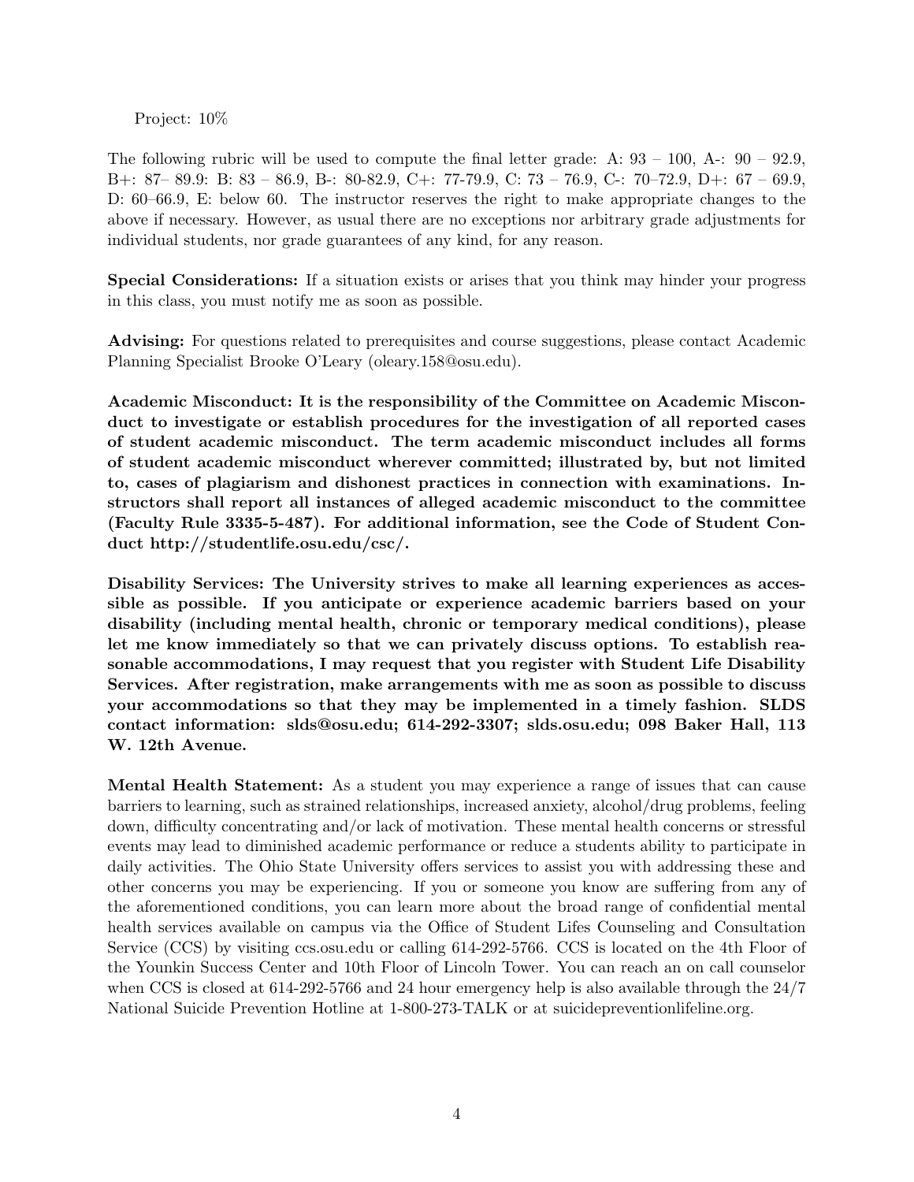Project: 10%

The following rubric will be used to compute the final letter grade: A: 93 – 100, A-: 90 – 92.9, B+: 87– 89.9: B: 83 – 86.9, B-: 80-82.9, C+: 77-79.9, C: 73 – 76.9, C-: 70–72.9, D+: 67 – 69.9, D: 60–66.9, E: below 60. The instructor reserves the right to make appropriate changes to the above if necessary. However, as usual there are no exceptions nor arbitrary grade adjustments for individual students, nor grade guarantees of any kind, for any reason.

**Special Considerations:** If a situation exists or arises that you think may hinder your progress in this class, you must notify me as soon as possible.

**Advising:** For questions related to prerequisites and course suggestions, please contact Academic Planning Specialist Brooke O'Leary (oleary.158@osu.edu).

**Academic Misconduct: It is the responsibility of the Committee on Academic Misconduct to investigate or establish procedures for the investigation of all reported cases of student academic misconduct. The term academic misconduct includes all forms of student academic misconduct wherever committed; illustrated by, but not limited to, cases of plagiarism and dishonest practices in connection with examinations. Instructors shall report all instances of alleged academic misconduct to the committee (Faculty Rule 3335-5-487). For additional information, see the Code of Student Conduct http://studentlife.osu.edu/csc/.**

**Disability Services: The University strives to make all learning experiences as accessible as possible. If you anticipate or experience academic barriers based on your disability (including mental health, chronic or temporary medical conditions), please let me know immediately so that we can privately discuss options. To establish reasonable accommodations, I may request that you register with Student Life Disability Services. After registration, make arrangements with me as soon as possible to discuss your accommodations so that they may be implemented in a timely fashion. SLDS contact information: slds@osu.edu; 614-292-3307; slds.osu.edu; 098 Baker Hall, 113 W. 12th Avenue.**

**Mental Health Statement:** As a student you may experience a range of issues that can cause barriers to learning, such as strained relationships, increased anxiety, alcohol/drug problems, feeling down, difficulty concentrating and/or lack of motivation. These mental health concerns or stressful events may lead to diminished academic performance or reduce a students ability to participate in daily activities. The Ohio State University offers services to assist you with addressing these and other concerns you may be experiencing. If you or someone you know are suffering from any of the aforementioned conditions, you can learn more about the broad range of confidential mental health services available on campus via the Office of Student Lifes Counseling and Consultation Service (CCS) by visiting ccs.osu.edu or calling 614-292-5766. CCS is located on the 4th Floor of the Younkin Success Center and 10th Floor of Lincoln Tower. You can reach an on call counselor when CCS is closed at 614-292-5766 and 24 hour emergency help is also available through the 24/7 National Suicide Prevention Hotline at 1-800-273-TALK or at suicidepreventionlifeline.org.